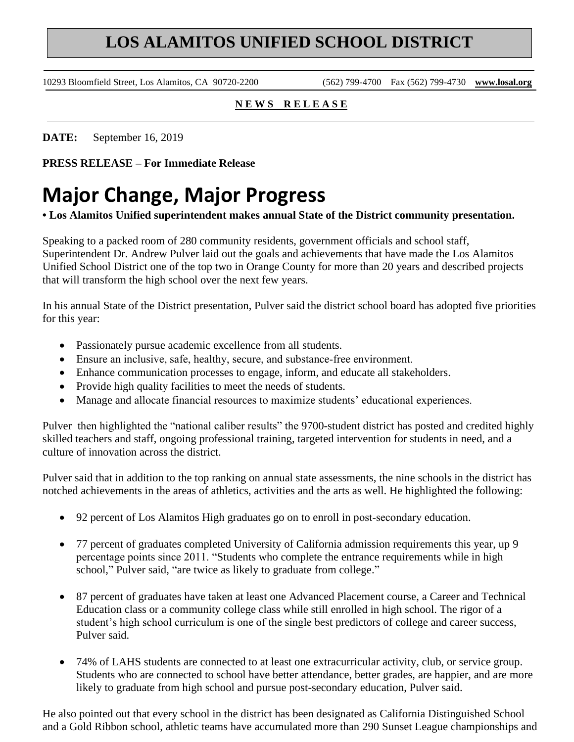# LOS ALAMITOS UNIFIED SCHOOL DISTRICT

10293 Bloomfield Street, Los Alamitos, CA 90720-2200 (562) 799-4700 Fax (562) 799-4730 **www.losal.org**

**NEWS RELEASE**

**DATE:** September 16, 2019

**PRESS RELEASE – For Immediate Release**

# Major Change, Major Progress

**• Los Alamitos Unified superintendent makes annual State of the District community presentation.**

Speaking to a packed room of 280 community residents, government officials and school staff, Superintendent Dr. Andrew Pulver laid out the goals and achievements that have made the Los Alamitos Unified School District one of the top two in Orange County for more than 20 years and described projects that will transform the high school over the next few years.

In his annual State of the District presentation, Pulver said the district school board has adopted five priorities for this year:

- Passionately pursue academic excellence from all students.
- Ensure an inclusive, safe, healthy, secure, and substance-free environment.
- Enhance communication processes to engage, inform, and educate all stakeholders.
- Provide high quality facilities to meet the needs of students.
- Manage and allocate financial resources to maximize students' educational experiences.

Pulver then highlighted the "national caliber results" the 9700-student district has posted and credited highly skilled teachers and staff, ongoing professional training, targeted intervention for students in need, and a culture of innovation across the district.

Pulver said that in addition to the top ranking on annual state assessments, the nine schools in the district has notched achievements in the areas of athletics, activities and the arts as well. He highlighted the following:

- 92 percent of Los Alamitos High graduates go on to enroll in post-secondary education.
- 77 percent of graduates completed University of California admission requirements this year, up 9 percentage points since 2011. "Students who complete the entrance requirements while in high school," Pulver said, "are twice as likely to graduate from college."
- 87 percent of graduates have taken at least one Advanced Placement course, a Career and Technical Education class or a community college class while still enrolled in high school. The rigor of a student's high school curriculum is one of the single best predictors of college and career success, Pulver said.
- 74% of LAHS students are connected to at least one extracurricular activity, club, or service group. Students who are connected to school have better attendance, better grades, are happier, and are more likely to graduate from high school and pursue post-secondary education, Pulver said.

He also pointed out that every school in the district has been designated as California Distinguished School and a Gold Ribbon school, athletic teams have accumulated more than 290 Sunset League championships and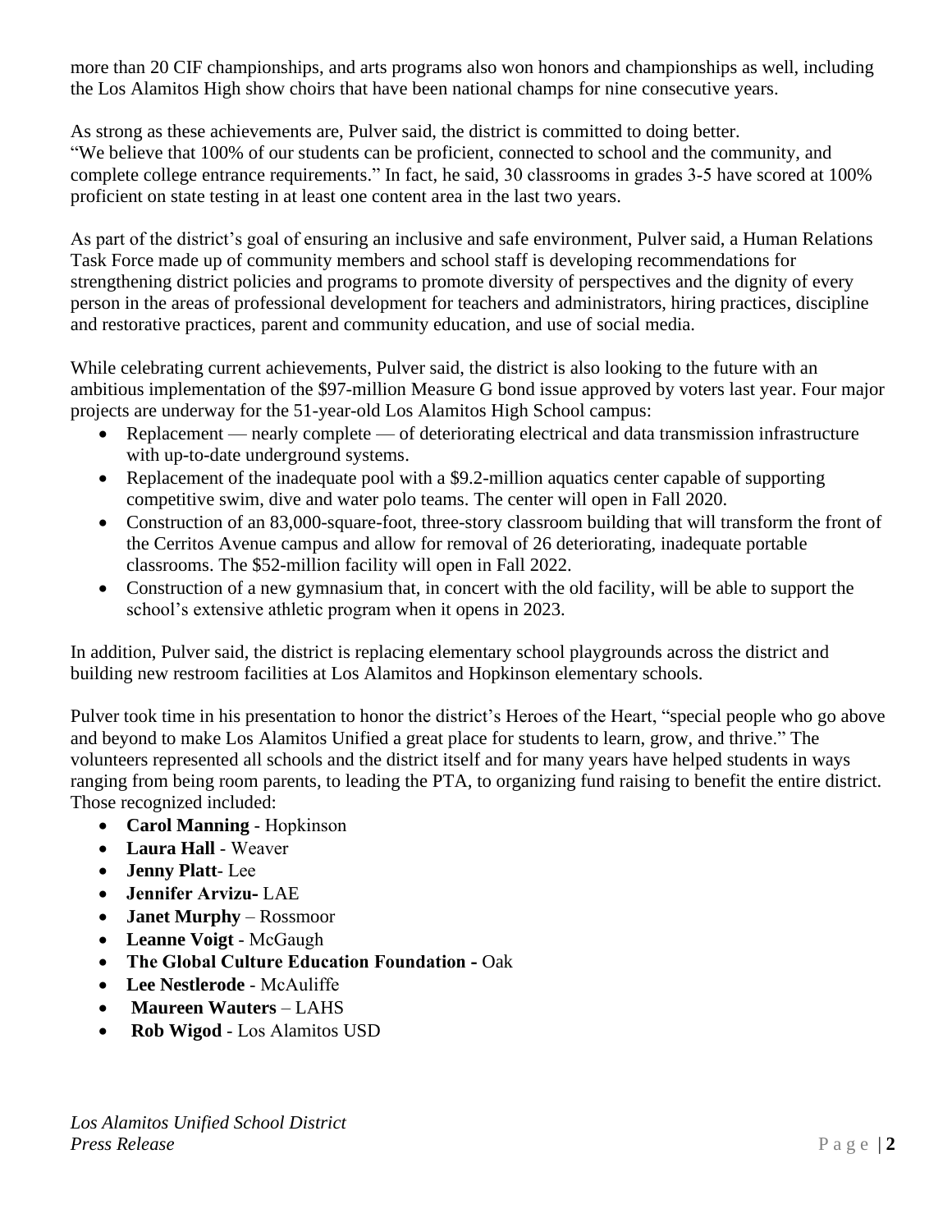more than 20 CIF championships, and arts programs also won honors and championships as well, including the Los Alamitos High show choirs that have been national champs for nine consecutive years.

As strong as these achievements are, Pulver said, the district is committed to doing better. "We believe that 100% of our students can be proficient, connected to school and the community, and complete college entrance requirements." In fact, he said, 30 classrooms in grades 3-5 have scored at 100% proficient on state testing in at least one content area in the last two years.

As part of the district's goal of ensuring an inclusive and safe environment, Pulver said, a Human Relations Task Force made up of community members and school staff is developing recommendations for strengthening district policies and programs to promote diversity of perspectives and the dignity of every person in the areas of professional development for teachers and administrators, hiring practices, discipline and restorative practices, parent and community education, and use of social media.

While celebrating current achievements, Pulver said, the district is also looking to the future with an ambitious implementation of the $97-million Measure G bond issue approved by voters last year. Four major projects are underway for the 51-year-old Los Alamitos High School campus:

- Replacement — nearly complete — of deteriorating electrical and data transmission infrastructure with up-to-date underground systems.
- Replacement of the inadequate pool with a $9.2-million aquatics center capable of supporting competitive swim, dive and water polo teams. The center will open in Fall 2020.
- Construction of an 83,000-square-foot, three-story classroom building that will transform the front of the Cerritos Avenue campus and allow for removal of 26 deteriorating, inadequate portable classrooms. The $52-million facility will open in Fall 2022.
- Construction of a new gymnasium that, in concert with the old facility, will be able to support the school's extensive athletic program when it opens in 2023.

In addition, Pulver said, the district is replacing elementary school playgrounds across the district and building new restroom facilities at Los Alamitos and Hopkinson elementary schools.

Pulver took time in his presentation to honor the district's Heroes of the Heart, "special people who go above and beyond to make Los Alamitos Unified a great place for students to learn, grow, and thrive." The volunteers represented all schools and the district itself and for many years have helped students in ways ranging from being room parents, to leading the PTA, to organizing fund raising to benefit the entire district. Those recognized included:

- **Carol Manning** - Hopkinson
- **Laura Hall** - Weaver
- **Jenny Platt**- Lee
- **Jennifer Arvizu-** LAE
- **Janet Murphy** – Rossmoor
- **Leanne Voigt** - McGaugh
- **The Global Culture Education Foundation -** Oak
- **Lee Nestlerode** - McAuliffe
- **Maureen Wauters** – LAHS
- **Rob Wigod** - Los Alamitos USD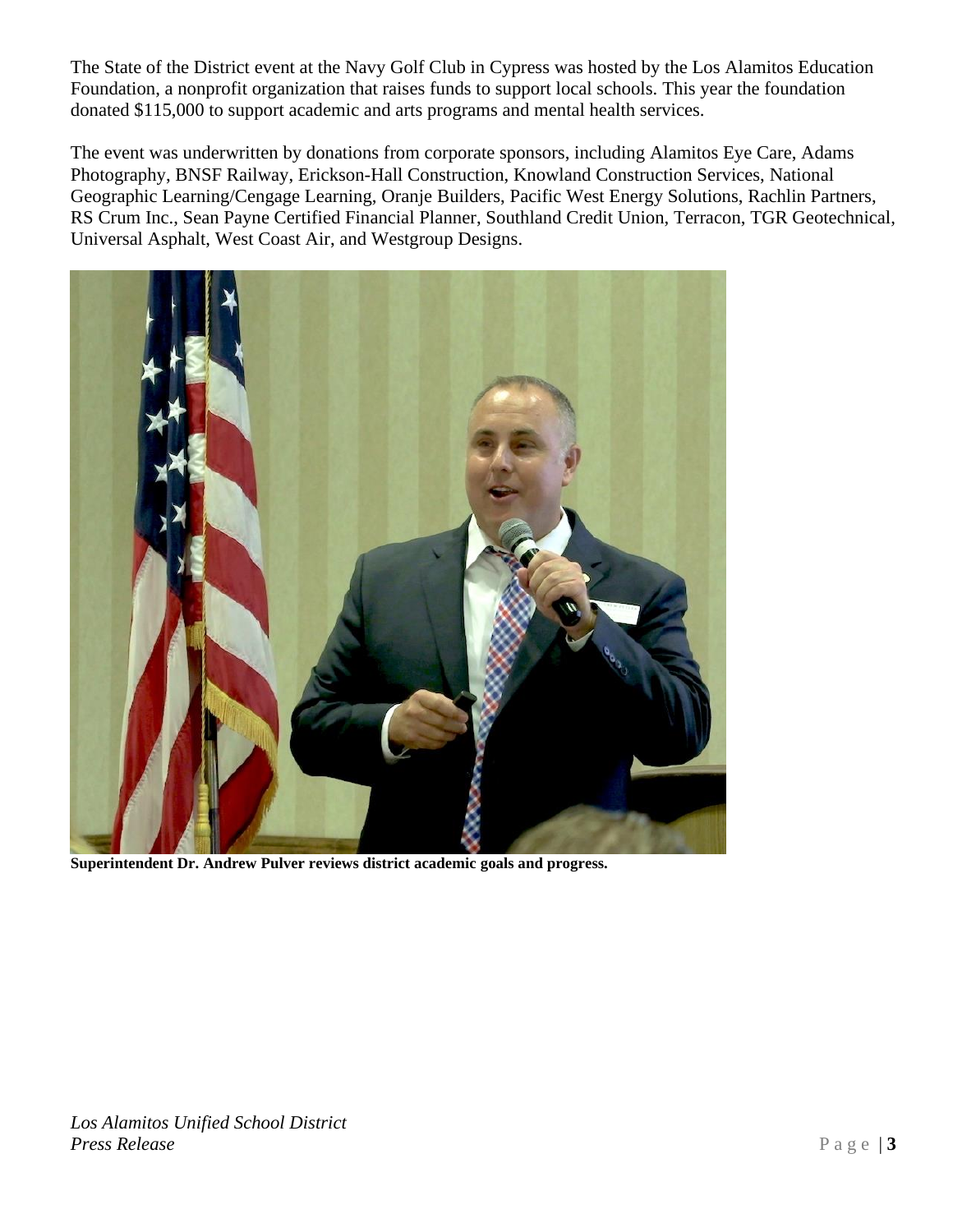The State of the District event at the Navy Golf Club in Cypress was hosted by the Los Alamitos Education Foundation, a nonprofit organization that raises funds to support local schools. This year the foundation donated $115,000 to support academic and arts programs and mental health services.

The event was underwritten by donations from corporate sponsors, including Alamitos Eye Care, Adams Photography, BNSF Railway, Erickson-Hall Construction, Knowland Construction Services, National Geographic Learning/Cengage Learning, Oranje Builders, Pacific West Energy Solutions, Rachlin Partners, RS Crum Inc., Sean Payne Certified Financial Planner, Southland Credit Union, Terracon, TGR Geotechnical, Universal Asphalt, West Coast Air, and Westgroup Designs.

**Superintendent Dr. Andrew Pulver reviews district academic goals and progress.**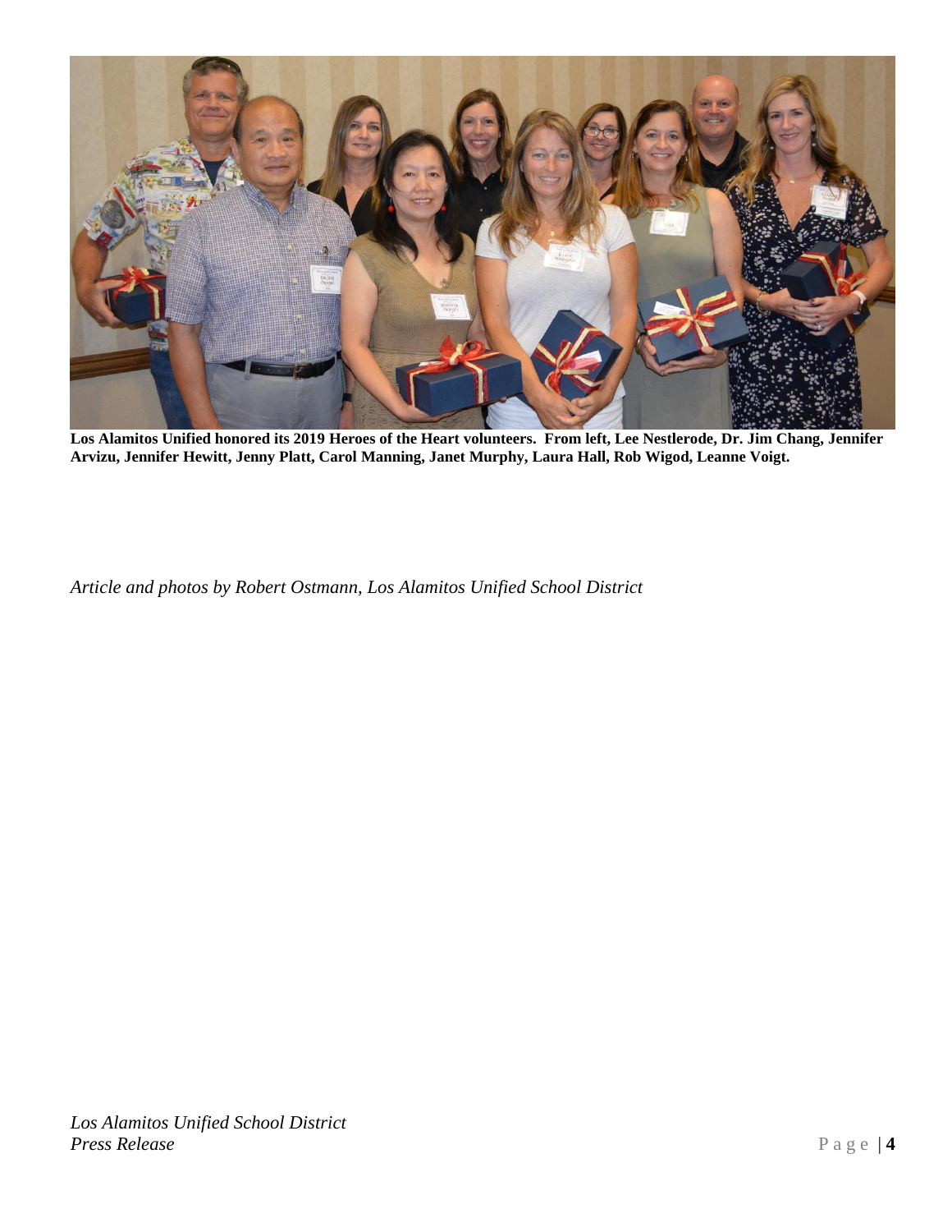**Los Alamitos Unified honored its 2019 Heroes of the Heart volunteers. From left, Lee Nestlerode, Dr. Jim Chang, Jennifer Arvizu, Jennifer Hewitt, Jenny Platt, Carol Manning, Janet Murphy, Laura Hall, Rob Wigod, Leanne Voigt.**

*Article and photos by Robert Ostmann, Los Alamitos Unified School District*